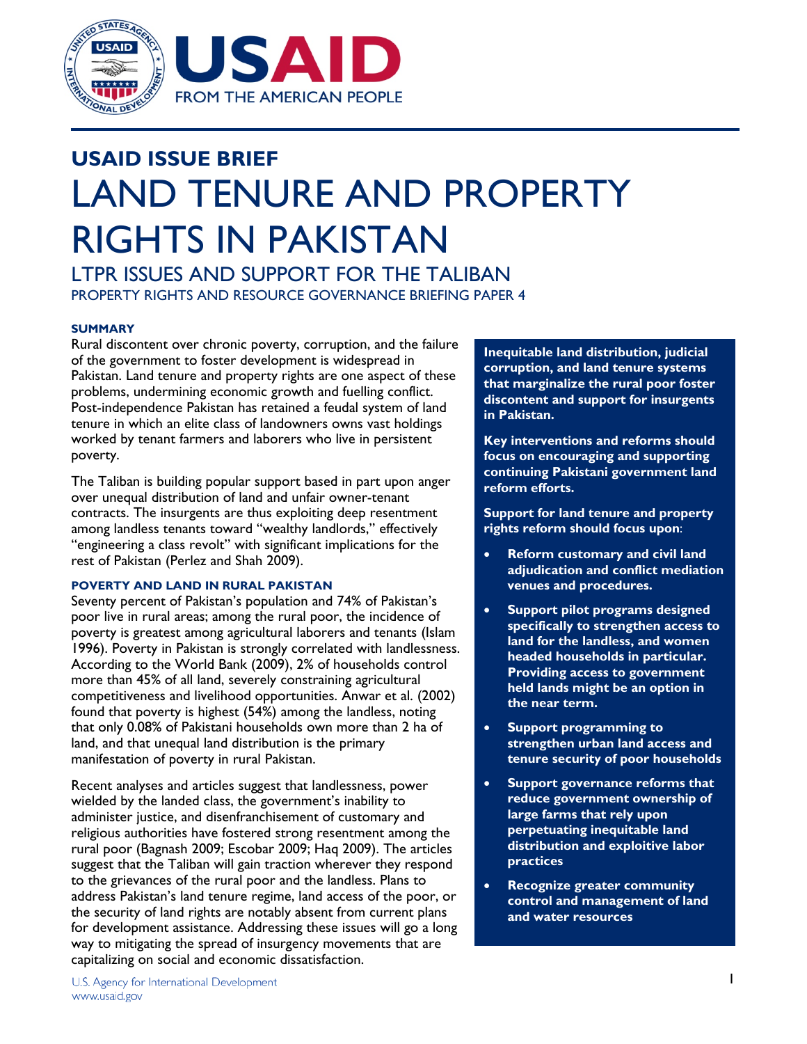USAID FROM THE AMERICAN PEOPLE

## USAID ISSUE BRIEF

# LAND TENURE AND PROPERTY RIGHTS IN PAKISTAN

## LTPR ISSUES AND SUPPORT FOR THE TALIBAN

PROPERTY RIGHTS AND RESOURCE GOVERNANCE BRIEFING PAPER 4

### SUMMARY

Rural discontent over chronic poverty, corruption, and the failure of the government to foster development is widespread in Pakistan. Land tenure and property rights are one aspect of these problems, undermining economic growth and fuelling conflict. Post-independence Pakistan has retained a feudal system of land tenure in which an elite class of landowners owns vast holdings worked by tenant farmers and laborers who live in persistent poverty.

The Taliban is building popular support based in part upon anger over unequal distribution of land and unfair owner-tenant contracts. The insurgents are thus exploiting deep resentment among landless tenants toward "wealthy landlords," effectively "engineering a class revolt" with significant implications for the rest of Pakistan (Perlez and Shah 2009).

### POVERTY AND LAND IN RURAL PAKISTAN

Seventy percent of Pakistan's population and 74% of Pakistan's poor live in rural areas; among the rural poor, the incidence of poverty is greatest among agricultural laborers and tenants (Islam 1996). Poverty in Pakistan is strongly correlated with landlessness. According to the World Bank (2009), 2% of households control more than 45% of all land, severely constraining agricultural competitiveness and livelihood opportunities. Anwar et al. (2002) found that poverty is highest (54%) among the landless, noting that only 0.08% of Pakistani households own more than 2 ha of land, and that unequal land distribution is the primary manifestation of poverty in rural Pakistan.

Recent analyses and articles suggest that landlessness, power wielded by the landed class, the government's inability to administer justice, and disenfranchisement of customary and religious authorities have fostered strong resentment among the rural poor (Bagnash 2009; Escobar 2009; Haq 2009). The articles suggest that the Taliban will gain traction wherever they respond to the grievances of the rural poor and the landless. Plans to address Pakistan's land tenure regime, land access of the poor, or the security of land rights are notably absent from current plans for development assistance. Addressing these issues will go a long way to mitigating the spread of insurgency movements that are capitalizing on social and economic dissatisfaction.

**Inequitable land distribution, judicial corruption, and land tenure systems that marginalize the rural poor foster discontent and support for insurgents in Pakistan.**

**Key interventions and reforms should focus on encouraging and supporting continuing Pakistani government land reform efforts.**

**Support for land tenure and property rights reform should focus upon:**

- **Reform customary and civil land adjudication and conflict mediation venues and procedures.**
- **Support pilot programs designed specifically to strengthen access to land for the landless, and women headed households in particular. Providing access to government held lands might be an option in the near term.**
- **Support programming to strengthen urban land access and tenure security of poor households**
- **Support governance reforms that reduce government ownership of large farms that rely upon perpetuating inequitable land distribution and exploitive labor practices**
- **Recognize greater community control and management of land and water resources**

U.S. Agency for International Development
www.usaid.gov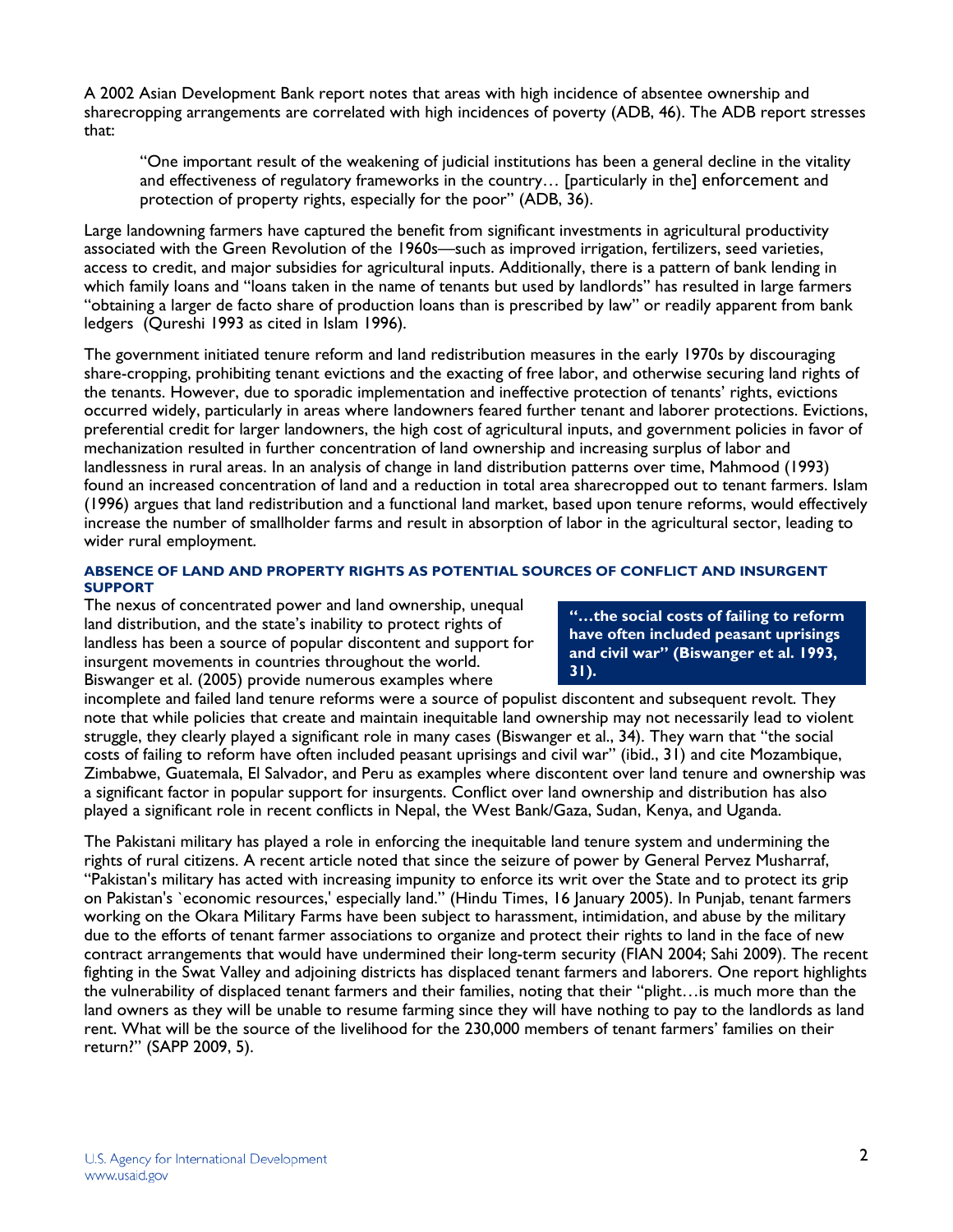A 2002 Asian Development Bank report notes that areas with high incidence of absentee ownership and sharecropping arrangements are correlated with high incidences of poverty (ADB, 46). The ADB report stresses that:

> "One important result of the weakening of judicial institutions has been a general decline in the vitality and effectiveness of regulatory frameworks in the country… [particularly in the] enforcement and protection of property rights, especially for the poor" (ADB, 36).

Large landowning farmers have captured the benefit from significant investments in agricultural productivity associated with the Green Revolution of the 1960s—such as improved irrigation, fertilizers, seed varieties, access to credit, and major subsidies for agricultural inputs. Additionally, there is a pattern of bank lending in which family loans and "loans taken in the name of tenants but used by landlords" has resulted in large farmers "obtaining a larger de facto share of production loans than is prescribed by law" or readily apparent from bank ledgers (Qureshi 1993 as cited in Islam 1996).

The government initiated tenure reform and land redistribution measures in the early 1970s by discouraging share-cropping, prohibiting tenant evictions and the exacting of free labor, and otherwise securing land rights of the tenants. However, due to sporadic implementation and ineffective protection of tenants' rights, evictions occurred widely, particularly in areas where landowners feared further tenant and laborer protections. Evictions, preferential credit for larger landowners, the high cost of agricultural inputs, and government policies in favor of mechanization resulted in further concentration of land ownership and increasing surplus of labor and landlessness in rural areas. In an analysis of change in land distribution patterns over time, Mahmood (1993) found an increased concentration of land and a reduction in total area sharecropped out to tenant farmers. Islam (1996) argues that land redistribution and a functional land market, based upon tenure reforms, would effectively increase the number of smallholder farms and result in absorption of labor in the agricultural sector, leading to wider rural employment.

### ABSENCE OF LAND AND PROPERTY RIGHTS AS POTENTIAL SOURCES OF CONFLICT AND INSURGENT SUPPORT

The nexus of concentrated power and land ownership, unequal land distribution, and the state's inability to protect rights of landless has been a source of popular discontent and support for insurgent movements in countries throughout the world. Biswanger et al. (2005) provide numerous examples where incomplete and failed land tenure reforms were a source of populist discontent and subsequent revolt. They note that while policies that create and maintain inequitable land ownership may not necessarily lead to violent struggle, they clearly played a significant role in many cases (Biswanger et al., 34). They warn that "the social costs of failing to reform have often included peasant uprisings and civil war" (ibid., 31) and cite Mozambique, Zimbabwe, Guatemala, El Salvador, and Peru as examples where discontent over land tenure and ownership was a significant factor in popular support for insurgents. Conflict over land ownership and distribution has also played a significant role in recent conflicts in Nepal, the West Bank/Gaza, Sudan, Kenya, and Uganda.

> **"…the social costs of failing to reform have often included peasant uprisings and civil war" (Biswanger et al. 1993, 31).**

The Pakistani military has played a role in enforcing the inequitable land tenure system and undermining the rights of rural citizens. A recent article noted that since the seizure of power by General Pervez Musharraf, "Pakistan's military has acted with increasing impunity to enforce its writ over the State and to protect its grip on Pakistan's `economic resources,' especially land." (Hindu Times, 16 January 2005). In Punjab, tenant farmers working on the Okara Military Farms have been subject to harassment, intimidation, and abuse by the military due to the efforts of tenant farmer associations to organize and protect their rights to land in the face of new contract arrangements that would have undermined their long-term security (FIAN 2004; Sahi 2009). The recent fighting in the Swat Valley and adjoining districts has displaced tenant farmers and laborers. One report highlights the vulnerability of displaced tenant farmers and their families, noting that their "plight…is much more than the land owners as they will be unable to resume farming since they will have nothing to pay to the landlords as land rent. What will be the source of the livelihood for the 230,000 members of tenant farmers' families on their return?" (SAPP 2009, 5).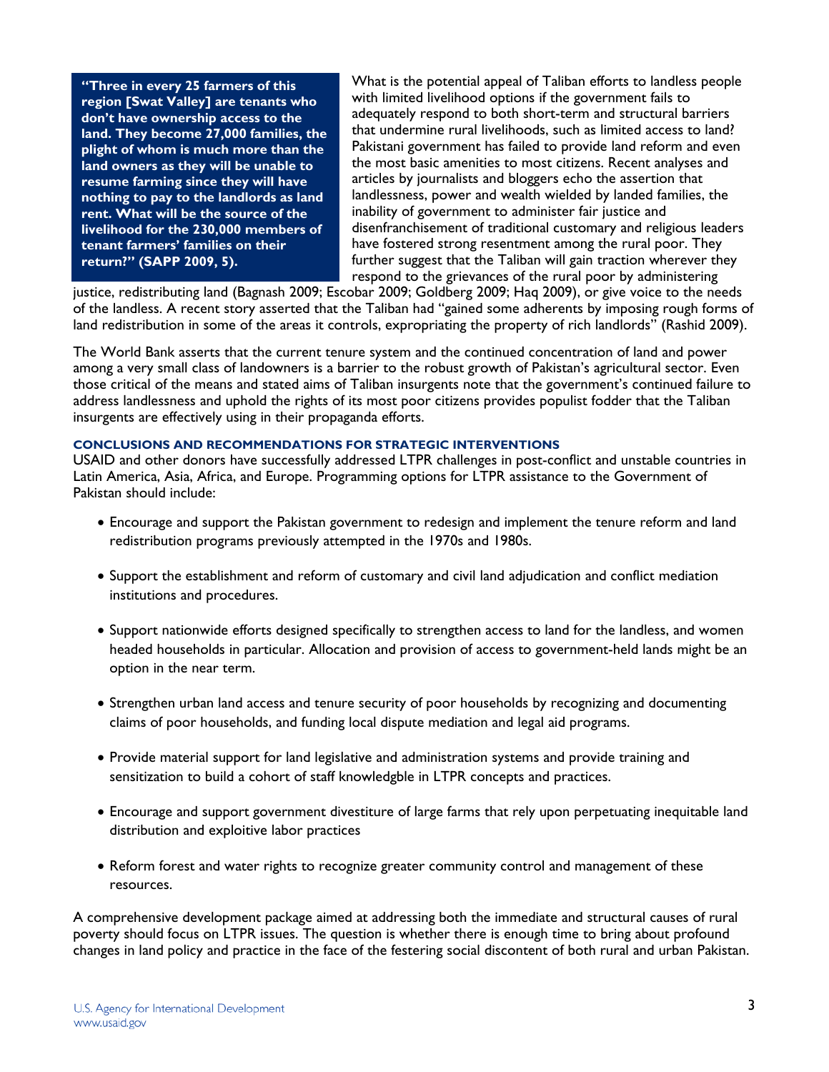> **"Three in every 25 farmers of this region [Swat Valley] are tenants who don't have ownership access to the land. They become 27,000 families, the plight of whom is much more than the land owners as they will be unable to resume farming since they will have nothing to pay to the landlords as land rent. What will be the source of the livelihood for the 230,000 members of tenant farmers' families on their return?" (SAPP 2009, 5).**

What is the potential appeal of Taliban efforts to landless people with limited livelihood options if the government fails to adequately respond to both short-term and structural barriers that undermine rural livelihoods, such as limited access to land? Pakistani government has failed to provide land reform and even the most basic amenities to most citizens. Recent analyses and articles by journalists and bloggers echo the assertion that landlessness, power and wealth wielded by landed families, the inability of government to administer fair justice and disenfranchisement of traditional customary and religious leaders have fostered strong resentment among the rural poor. They further suggest that the Taliban will gain traction wherever they respond to the grievances of the rural poor by administering justice, redistributing land (Bagnash 2009; Escobar 2009; Goldberg 2009; Haq 2009), or give voice to the needs of the landless. A recent story asserted that the Taliban had "gained some adherents by imposing rough forms of land redistribution in some of the areas it controls, expropriating the property of rich landlords" (Rashid 2009).

The World Bank asserts that the current tenure system and the continued concentration of land and power among a very small class of landowners is a barrier to the robust growth of Pakistan's agricultural sector. Even those critical of the means and stated aims of Taliban insurgents note that the government's continued failure to address landlessness and uphold the rights of its most poor citizens provides populist fodder that the Taliban insurgents are effectively using in their propaganda efforts.

## CONCLUSIONS AND RECOMMENDATIONS FOR STRATEGIC INTERVENTIONS

USAID and other donors have successfully addressed LTPR challenges in post-conflict and unstable countries in Latin America, Asia, Africa, and Europe. Programming options for LTPR assistance to the Government of Pakistan should include:

- Encourage and support the Pakistan government to redesign and implement the tenure reform and land redistribution programs previously attempted in the 1970s and 1980s.
- Support the establishment and reform of customary and civil land adjudication and conflict mediation institutions and procedures.
- Support nationwide efforts designed specifically to strengthen access to land for the landless, and women headed households in particular. Allocation and provision of access to government-held lands might be an option in the near term.
- Strengthen urban land access and tenure security of poor households by recognizing and documenting claims of poor households, and funding local dispute mediation and legal aid programs.
- Provide material support for land legislative and administration systems and provide training and sensitization to build a cohort of staff knowledgble in LTPR concepts and practices.
- Encourage and support government divestiture of large farms that rely upon perpetuating inequitable land distribution and exploitive labor practices
- Reform forest and water rights to recognize greater community control and management of these resources.

A comprehensive development package aimed at addressing both the immediate and structural causes of rural poverty should focus on LTPR issues. The question is whether there is enough time to bring about profound changes in land policy and practice in the face of the festering social discontent of both rural and urban Pakistan.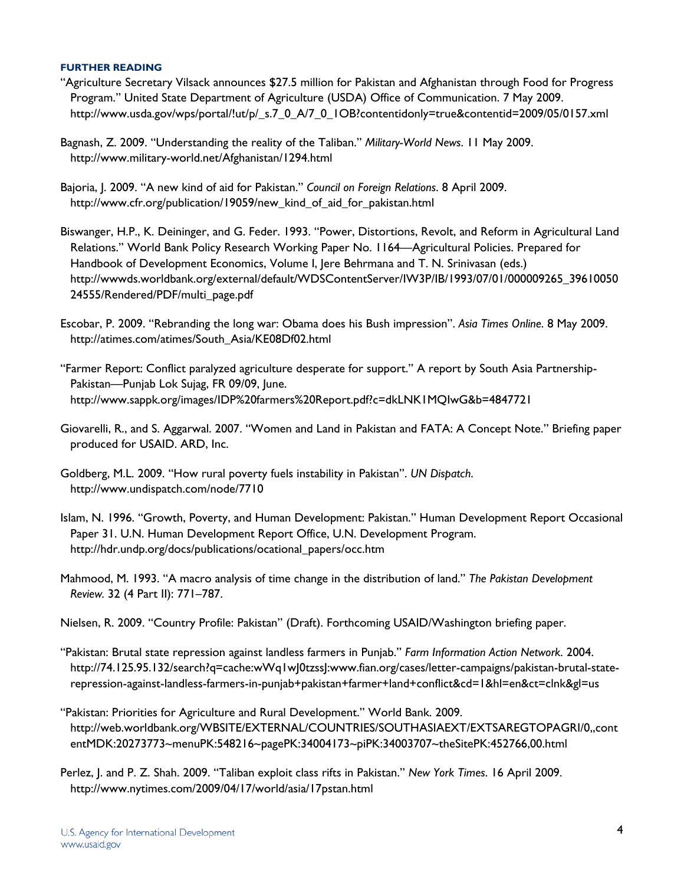**FURTHER READING**

"Agriculture Secretary Vilsack announces $27.5 million for Pakistan and Afghanistan through Food for Progress Program." United State Department of Agriculture (USDA) Office of Communication. 7 May 2009. http://www.usda.gov/wps/portal/!ut/p/_s.7_0_A/7_0_1OB?contentidonly=true&contentid=2009/05/0157.xml

Bagnash, Z. 2009. "Understanding the reality of the Taliban." *Military-World News*. 11 May 2009. http://www.military-world.net/Afghanistan/1294.html

Bajoria, J. 2009. "A new kind of aid for Pakistan." *Council on Foreign Relations*. 8 April 2009. http://www.cfr.org/publication/19059/new_kind_of_aid_for_pakistan.html

Biswanger, H.P., K. Deininger, and G. Feder. 1993. "Power, Distortions, Revolt, and Reform in Agricultural Land Relations." World Bank Policy Research Working Paper No. 1164—Agricultural Policies. Prepared for Handbook of Development Economics, Volume I, Jere Behrmana and T. N. Srinivasan (eds.) http://wwwds.worldbank.org/external/default/WDSContentServer/IW3P/IB/1993/07/01/000009265_3961005024555/Rendered/PDF/multi_page.pdf

Escobar, P. 2009. "Rebranding the long war: Obama does his Bush impression". *Asia Times Online*. 8 May 2009. http://atimes.com/atimes/South_Asia/KE08Df02.html

"Farmer Report: Conflict paralyzed agriculture desperate for support." A report by South Asia Partnership-Pakistan—Punjab Lok Sujag, FR 09/09, June. http://www.sappk.org/images/IDP%20farmers%20Report.pdf?c=dkLNK1MQIwG&b=4847721

Giovarelli, R., and S. Aggarwal. 2007. "Women and Land in Pakistan and FATA: A Concept Note." Briefing paper produced for USAID. ARD, Inc.

Goldberg, M.L. 2009. "How rural poverty fuels instability in Pakistan". *UN Dispatch*. http://www.undispatch.com/node/7710

Islam, N. 1996. "Growth, Poverty, and Human Development: Pakistan." Human Development Report Occasional Paper 31. U.N. Human Development Report Office, U.N. Development Program. http://hdr.undp.org/docs/publications/ocational_papers/occ.htm

Mahmood, M. 1993. "A macro analysis of time change in the distribution of land." *The Pakistan Development Review*. 32 (4 Part II): 771–787.

Nielsen, R. 2009. "Country Profile: Pakistan" (Draft). Forthcoming USAID/Washington briefing paper.

"Pakistan: Brutal state repression against landless farmers in Punjab." *Farm Information Action Network*. 2004. http://74.125.95.132/search?q=cache:wWq1wJ0tzssJ:www.fian.org/cases/letter-campaigns/pakistan-brutal-state-repression-against-landless-farmers-in-punjab+pakistan+farmer+land+conflict&cd=1&hl=en&ct=clnk&gl=us

"Pakistan: Priorities for Agriculture and Rural Development." World Bank. 2009. http://web.worldbank.org/WBSITE/EXTERNAL/COUNTRIES/SOUTHASIAEXT/EXTSAREGTOPAGRI/0,,contentMDK:20273773~menuPK:548216~pagePK:34004173~piPK:34003707~theSitePK:452766,00.html

Perlez, J. and P. Z. Shah. 2009. "Taliban exploit class rifts in Pakistan." *New York Times*. 16 April 2009. http://www.nytimes.com/2009/04/17/world/asia/17pstan.html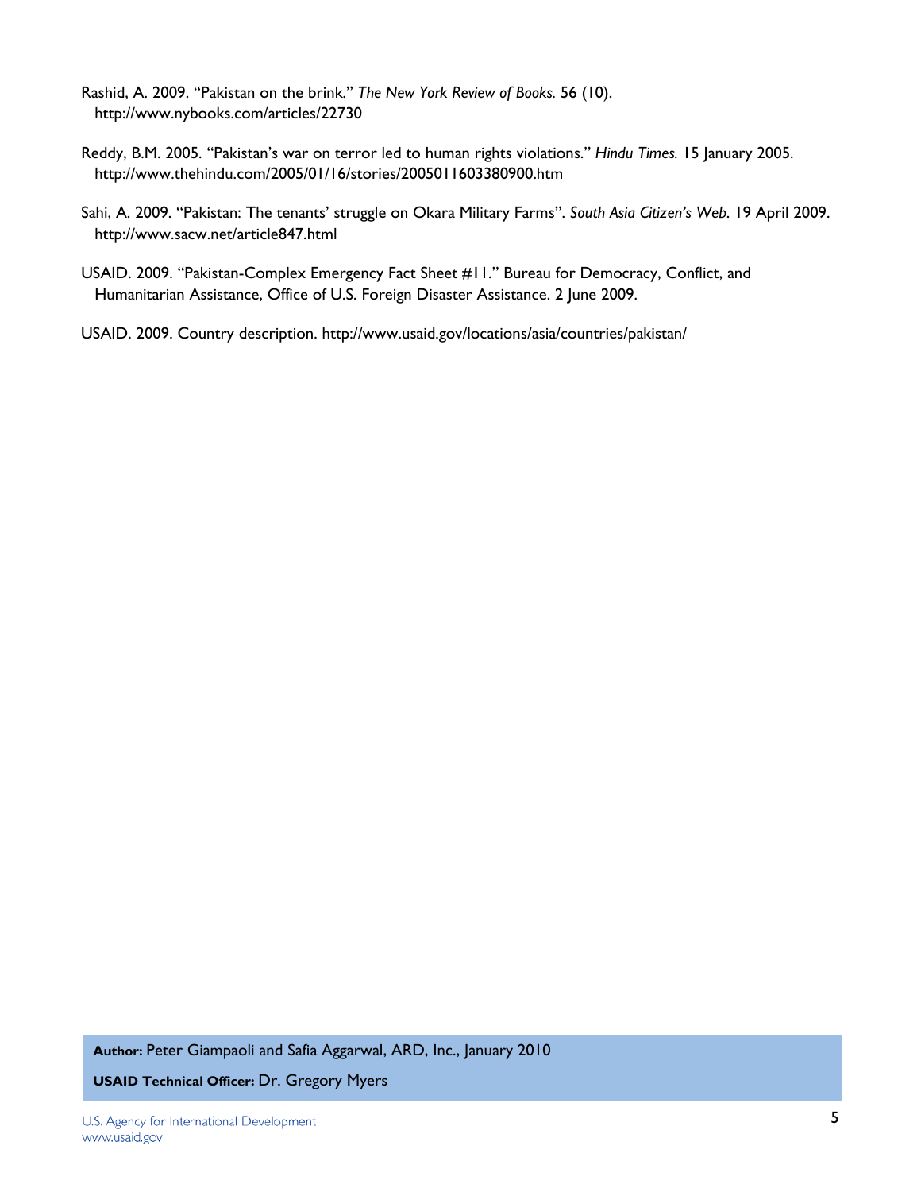Rashid, A. 2009. "Pakistan on the brink." *The New York Review of Books.* 56 (10). http://www.nybooks.com/articles/22730

Reddy, B.M. 2005. "Pakistan's war on terror led to human rights violations." *Hindu Times.* 15 January 2005. http://www.thehindu.com/2005/01/16/stories/2005011603380900.htm

Sahi, A. 2009. "Pakistan: The tenants' struggle on Okara Military Farms". *South Asia Citizen's Web*. 19 April 2009. http://www.sacw.net/article847.html

USAID. 2009. "Pakistan-Complex Emergency Fact Sheet #11." Bureau for Democracy, Conflict, and Humanitarian Assistance, Office of U.S. Foreign Disaster Assistance. 2 June 2009.

USAID. 2009. Country description. http://www.usaid.gov/locations/asia/countries/pakistan/

**Author:** Peter Giampaoli and Safia Aggarwal, ARD, Inc., January 2010

**USAID Technical Officer:** Dr. Gregory Myers